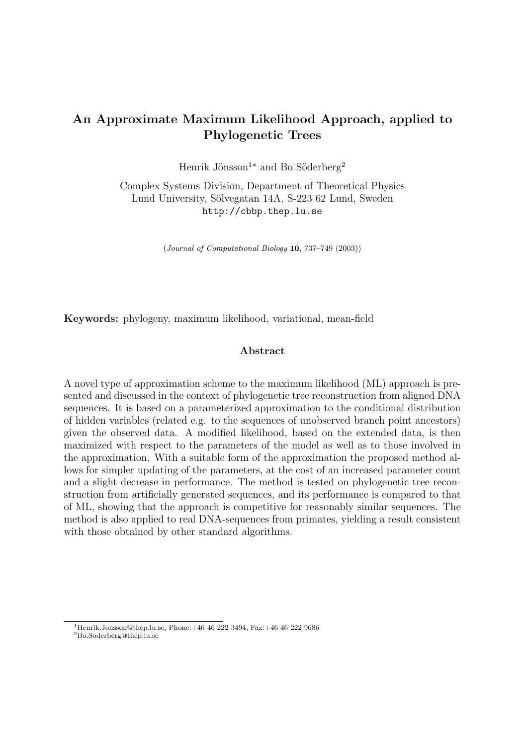# An Approximate Maximum Likelihood Approach, applied to Phylogenetic Trees

Henrik Jönsson[1*] and Bo Söderberg[2]

Complex Systems Division, Department of Theoretical Physics
Lund University, Sölvegatan 14A, S-223 62 Lund, Sweden
http://cbbp.thep.lu.se

(*Journal of Computational Biology* **10**, 737–749 (2003))

**Keywords:** phylogeny, maximum likelihood, variational, mean-field

## Abstract

A novel type of approximation scheme to the maximum likelihood (ML) approach is presented and discussed in the context of phylogenetic tree reconstruction from aligned DNA sequences. It is based on a parameterized approximation to the conditional distribution of hidden variables (related e.g. to the sequences of unobserved branch point ancestors) given the observed data. A modified likelihood, based on the extended data, is then maximized with respect to the parameters of the model as well as to those involved in the approximation. With a suitable form of the approximation the proposed method allows for simpler updating of the parameters, at the cost of an increased parameter count and a slight decrease in performance. The method is tested on phylogenetic tree reconstruction from artificially generated sequences, and its performance is compared to that of ML, showing that the approach is competitive for reasonably similar sequences. The method is also applied to real DNA-sequences from primates, yielding a result consistent with those obtained by other standard algorithms.

[1]Henrik.Jonsson@thep.lu.se, Phone:+46 46 222 3494, Fax:+46 46 222 9686
[2]Bo.Soderberg@thep.lu.se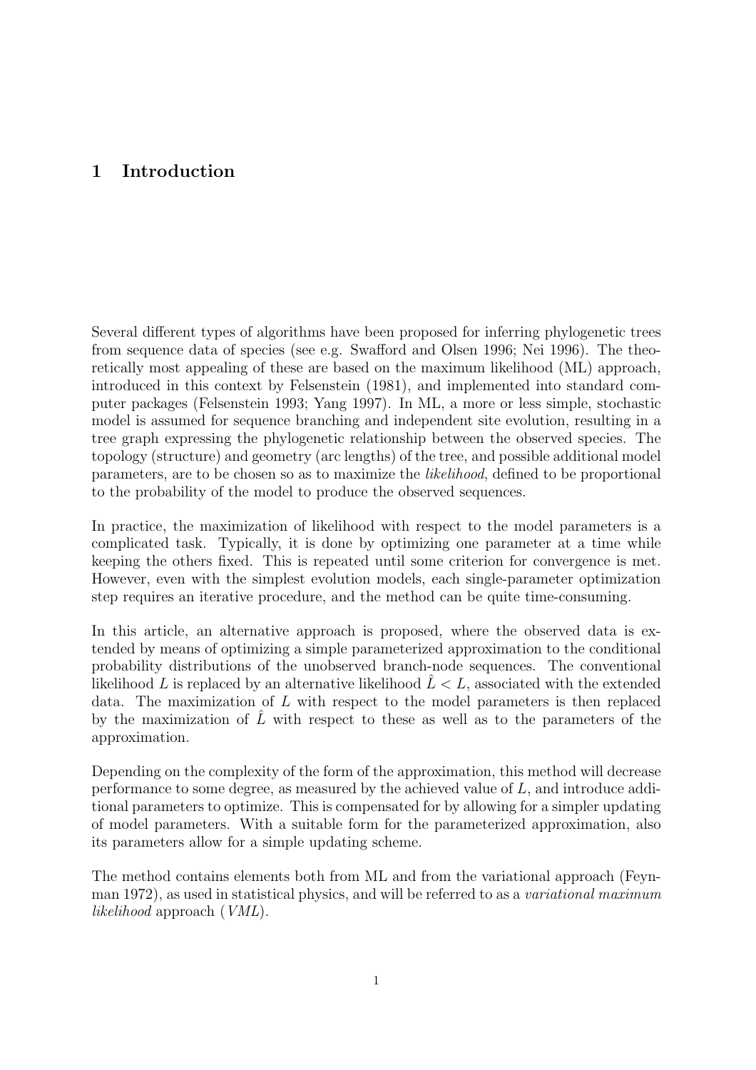# 1 Introduction

Several different types of algorithms have been proposed for inferring phylogenetic trees from sequence data of species (see e.g. Swafford and Olsen 1996; Nei 1996). The theoretically most appealing of these are based on the maximum likelihood (ML) approach, introduced in this context by Felsenstein (1981), and implemented into standard computer packages (Felsenstein 1993; Yang 1997). In ML, a more or less simple, stochastic model is assumed for sequence branching and independent site evolution, resulting in a tree graph expressing the phylogenetic relationship between the observed species. The topology (structure) and geometry (arc lengths) of the tree, and possible additional model parameters, are to be chosen so as to maximize the *likelihood*, defined to be proportional to the probability of the model to produce the observed sequences.

In practice, the maximization of likelihood with respect to the model parameters is a complicated task. Typically, it is done by optimizing one parameter at a time while keeping the others fixed. This is repeated until some criterion for convergence is met. However, even with the simplest evolution models, each single-parameter optimization step requires an iterative procedure, and the method can be quite time-consuming.

In this article, an alternative approach is proposed, where the observed data is extended by means of optimizing a simple parameterized approximation to the conditional probability distributions of the unobserved branch-node sequences. The conventional likelihood $L$ is replaced by an alternative likelihood $\hat{L} < L$, associated with the extended data. The maximization of $L$ with respect to the model parameters is then replaced by the maximization of $\hat{L}$ with respect to these as well as to the parameters of the approximation.

Depending on the complexity of the form of the approximation, this method will decrease performance to some degree, as measured by the achieved value of $L$, and introduce additional parameters to optimize. This is compensated for by allowing for a simpler updating of model parameters. With a suitable form for the parameterized approximation, also its parameters allow for a simple updating scheme.

The method contains elements both from ML and from the variational approach (Feynman 1972), as used in statistical physics, and will be referred to as a *variational maximum likelihood* approach (*VML*).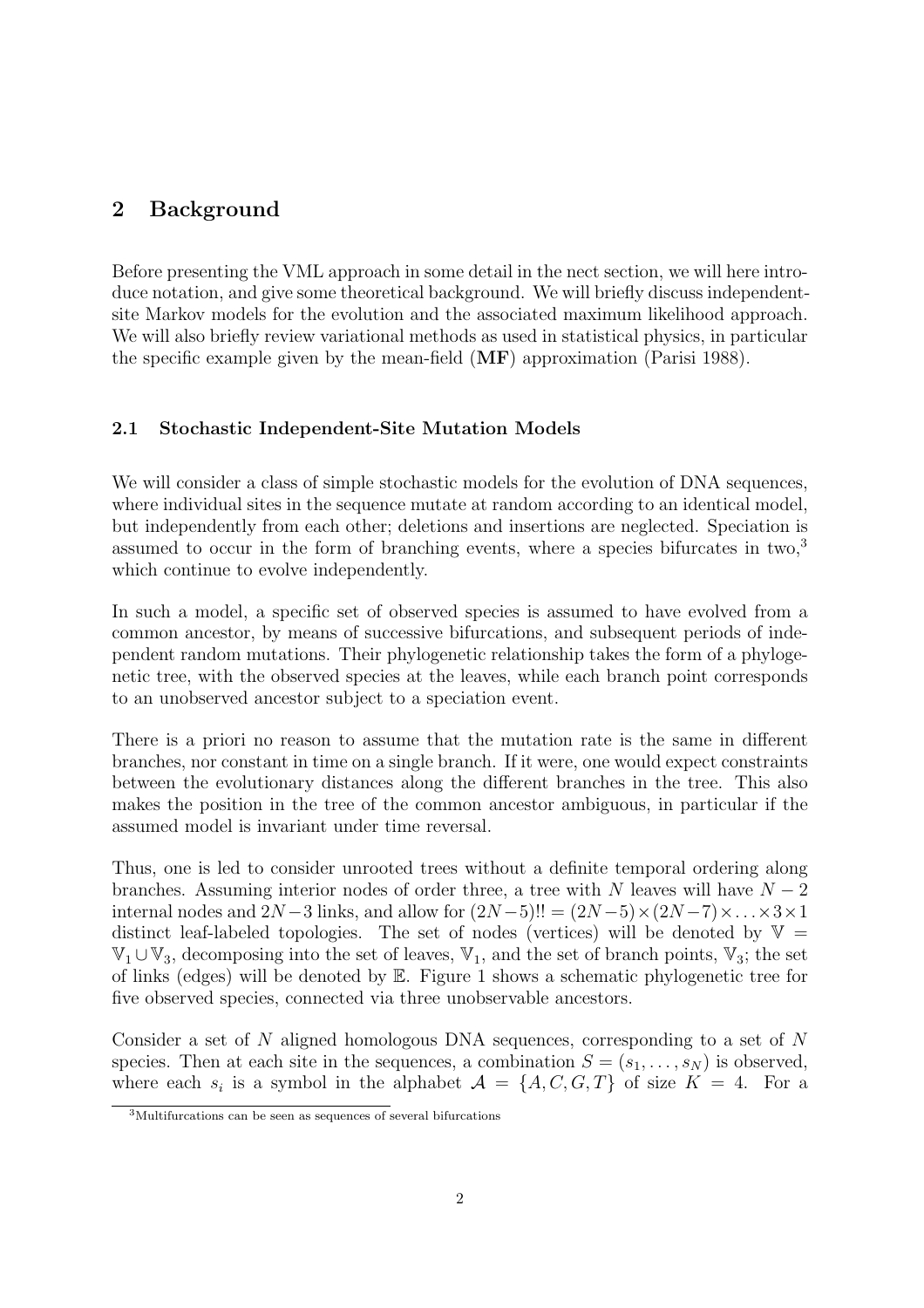## 2 Background

Before presenting the VML approach in some detail in the nect section, we will here introduce notation, and give some theoretical background. We will briefly discuss independent-site Markov models for the evolution and the associated maximum likelihood approach. We will also briefly review variational methods as used in statistical physics, in particular the specific example given by the mean-field (**MF**) approximation (Parisi 1988).

### 2.1 Stochastic Independent-Site Mutation Models

We will consider a class of simple stochastic models for the evolution of DNA sequences, where individual sites in the sequence mutate at random according to an identical model, but independently from each other; deletions and insertions are neglected. Speciation is assumed to occur in the form of branching events, where a species bifurcates in two,[3] which continue to evolve independently.

In such a model, a specific set of observed species is assumed to have evolved from a common ancestor, by means of successive bifurcations, and subsequent periods of independent random mutations. Their phylogenetic relationship takes the form of a phylogenetic tree, with the observed species at the leaves, while each branch point corresponds to an unobserved ancestor subject to a speciation event.

There is a priori no reason to assume that the mutation rate is the same in different branches, nor constant in time on a single branch. If it were, one would expect constraints between the evolutionary distances along the different branches in the tree. This also makes the position in the tree of the common ancestor ambiguous, in particular if the assumed model is invariant under time reversal.

Thus, one is led to consider unrooted trees without a definite temporal ordering along branches. Assuming interior nodes of order three, a tree with $N$ leaves will have $N-2$ internal nodes and $2N-3$ links, and allow for $(2N-5)!! = (2N-5)\times(2N-7)\times\ldots\times 3\times 1$ distinct leaf-labeled topologies. The set of nodes (vertices) will be denoted by $\mathbb{V} = \mathbb{V}_1 \cup \mathbb{V}_3$, decomposing into the set of leaves, $\mathbb{V}_1$, and the set of branch points, $\mathbb{V}_3$; the set of links (edges) will be denoted by $\mathbb{E}$. Figure 1 shows a schematic phylogenetic tree for five observed species, connected via three unobservable ancestors.

Consider a set of $N$ aligned homologous DNA sequences, corresponding to a set of $N$ species. Then at each site in the sequences, a combination $S = (s_1, \ldots, s_N)$ is observed, where each $s_i$ is a symbol in the alphabet $\mathcal{A} = \{A, C, G, T\}$ of size $K = 4$. For a

[3] Multifurcations can be seen as sequences of several bifurcations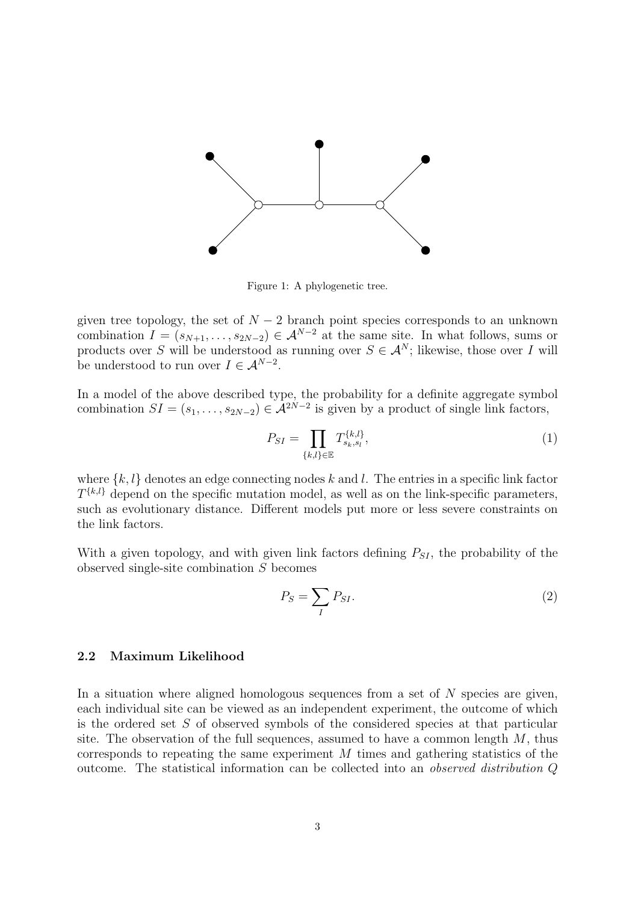Figure 1: A phylogenetic tree.

given tree topology, the set of $N-2$ branch point species corresponds to an unknown combination $I = (s_{N+1}, \ldots, s_{2N-2}) \in \mathcal{A}^{N-2}$ at the same site. In what follows, sums or products over $S$ will be understood as running over $S \in \mathcal{A}^N$; likewise, those over $I$ will be understood to run over $I \in \mathcal{A}^{N-2}$.

In a model of the above described type, the probability for a definite aggregate symbol combination $SI = (s_1, \ldots, s_{2N-2}) \in \mathcal{A}^{2N-2}$ is given by a product of single link factors,

$$P_{SI} = \prod_{\{k,l\} \in \mathbb{E}} T^{\{k,l\}}_{s_k, s_l}, \tag{1}$$

where $\{k, l\}$ denotes an edge connecting nodes $k$ and $l$. The entries in a specific link factor $T^{\{k,l\}}$ depend on the specific mutation model, as well as on the link-specific parameters, such as evolutionary distance. Different models put more or less severe constraints on the link factors.

With a given topology, and with given link factors defining $P_{SI}$, the probability of the observed single-site combination $S$ becomes

$$P_S = \sum_I P_{SI}. \tag{2}$$

### 2.2 Maximum Likelihood

In a situation where aligned homologous sequences from a set of $N$ species are given, each individual site can be viewed as an independent experiment, the outcome of which is the ordered set $S$ of observed symbols of the considered species at that particular site. The observation of the full sequences, assumed to have a common length $M$, thus corresponds to repeating the same experiment $M$ times and gathering statistics of the outcome. The statistical information can be collected into an *observed distribution* $Q$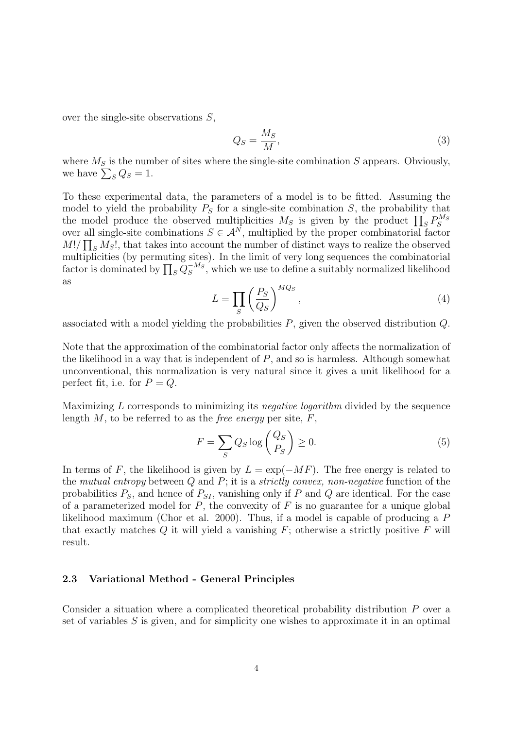over the single-site observations $S$,

$$Q_S = \frac{M_S}{M}, \tag{3}$$

where $M_S$ is the number of sites where the single-site combination $S$ appears. Obviously, we have $\sum_S Q_S = 1$.

To these experimental data, the parameters of a model is to be fitted. Assuming the model to yield the probability $P_S$ for a single-site combination $S$, the probability that the model produce the observed multiplicities $M_S$ is given by the product $\prod_S P_S^{M_S}$ over all single-site combinations $S \in \mathcal{A}^N$, multiplied by the proper combinatorial factor $M!/\prod_S M_S!$, that takes into account the number of distinct ways to realize the observed multiplicities (by permuting sites). In the limit of very long sequences the combinatorial factor is dominated by $\prod_S Q_S^{-M_S}$, which we use to define a suitably normalized likelihood as

$$L = \prod_S \left(\frac{P_S}{Q_S}\right)^{MQ_S}, \tag{4}$$

associated with a model yielding the probabilities $P$, given the observed distribution $Q$.

Note that the approximation of the combinatorial factor only affects the normalization of the likelihood in a way that is independent of $P$, and so is harmless. Although somewhat unconventional, this normalization is very natural since it gives a unit likelihood for a perfect fit, i.e. for $P = Q$.

Maximizing $L$ corresponds to minimizing its *negative logarithm* divided by the sequence length $M$, to be referred to as the *free energy* per site, $F$,

$$F = \sum_S Q_S \log\left(\frac{Q_S}{P_S}\right) \geq 0. \tag{5}$$

In terms of $F$, the likelihood is given by $L = \exp(-MF)$. The free energy is related to the *mutual entropy* between $Q$ and $P$; it is a *strictly convex, non-negative* function of the probabilities $P_S$, and hence of $P_{SI}$, vanishing only if $P$ and $Q$ are identical. For the case of a parameterized model for $P$, the convexity of $F$ is no guarantee for a unique global likelihood maximum (Chor et al. 2000). Thus, if a model is capable of producing a $P$ that exactly matches $Q$ it will yield a vanishing $F$; otherwise a strictly positive $F$ will result.

### 2.3 Variational Method - General Principles

Consider a situation where a complicated theoretical probability distribution $P$ over a set of variables $S$ is given, and for simplicity one wishes to approximate it in an optimal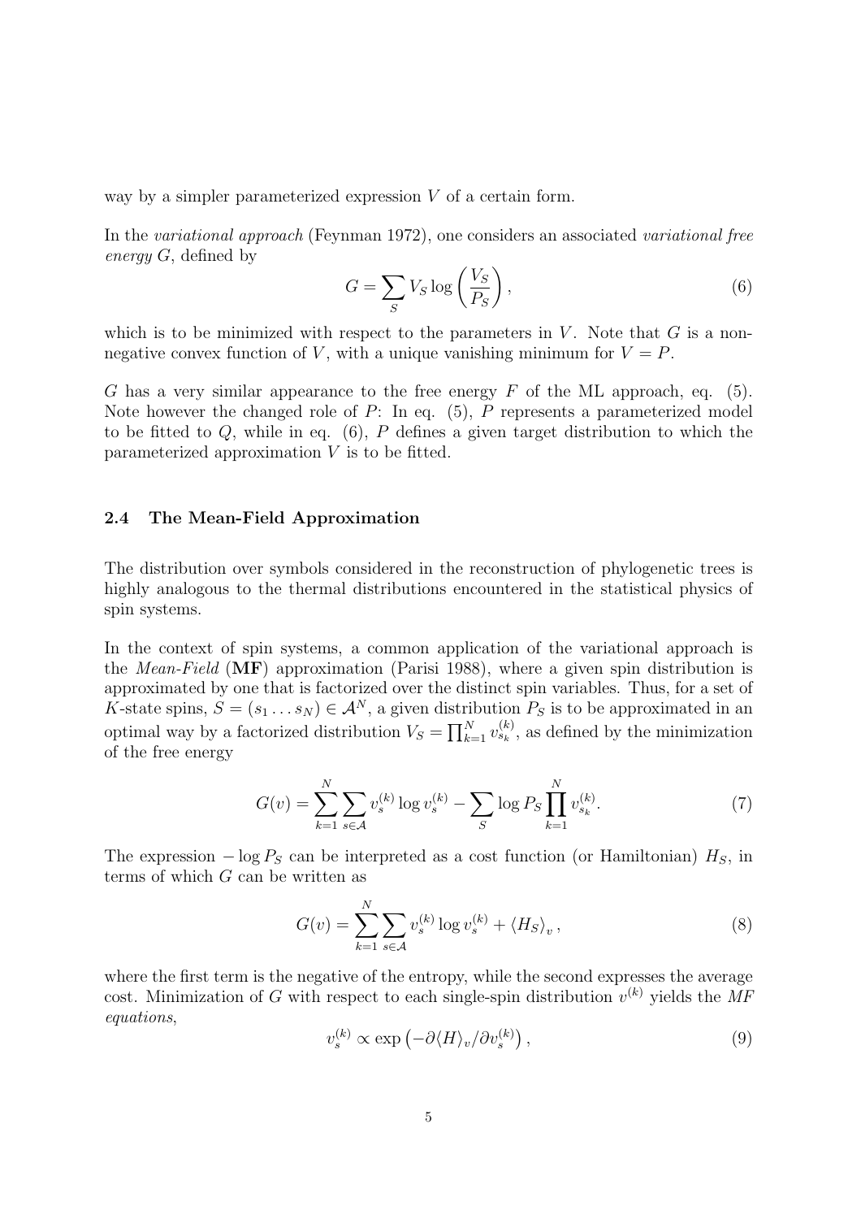way by a simpler parameterized expression $V$ of a certain form.

In the *variational approach* (Feynman 1972), one considers an associated *variational free energy* $G$, defined by

$$G = \sum_S V_S \log \left( \frac{V_S}{P_S} \right), \tag{6}$$

which is to be minimized with respect to the parameters in $V$. Note that $G$ is a non-negative convex function of $V$, with a unique vanishing minimum for $V = P$.

$G$ has a very similar appearance to the free energy $F$ of the ML approach, eq. (5). Note however the changed role of $P$: In eq. (5), $P$ represents a parameterized model to be fitted to $Q$, while in eq. (6), $P$ defines a given target distribution to which the parameterized approximation $V$ is to be fitted.

### 2.4 The Mean-Field Approximation

The distribution over symbols considered in the reconstruction of phylogenetic trees is highly analogous to the thermal distributions encountered in the statistical physics of spin systems.

In the context of spin systems, a common application of the variational approach is the *Mean-Field* (**MF**) approximation (Parisi 1988), where a given spin distribution is approximated by one that is factorized over the distinct spin variables. Thus, for a set of $K$-state spins, $S = (s_1 \dots s_N) \in \mathcal{A}^N$, a given distribution $P_S$ is to be approximated in an optimal way by a factorized distribution $V_S = \prod_{k=1}^N v_{s_k}^{(k)}$, as defined by the minimization of the free energy

$$G(v) = \sum_{k=1}^N \sum_{s \in \mathcal{A}} v_s^{(k)} \log v_s^{(k)} - \sum_S \log P_S \prod_{k=1}^N v_{s_k}^{(k)}. \tag{7}$$

The expression $-\log P_S$ can be interpreted as a cost function (or Hamiltonian) $H_S$, in terms of which $G$ can be written as

$$G(v) = \sum_{k=1}^N \sum_{s \in \mathcal{A}} v_s^{(k)} \log v_s^{(k)} + \langle H_S \rangle_v , \tag{8}$$

where the first term is the negative of the entropy, while the second expresses the average cost. Minimization of $G$ with respect to each single-spin distribution $v^{(k)}$ yields the *MF equations*,

$$v_s^{(k)} \propto \exp \left( -\partial \langle H \rangle_v / \partial v_s^{(k)} \right), \tag{9}$$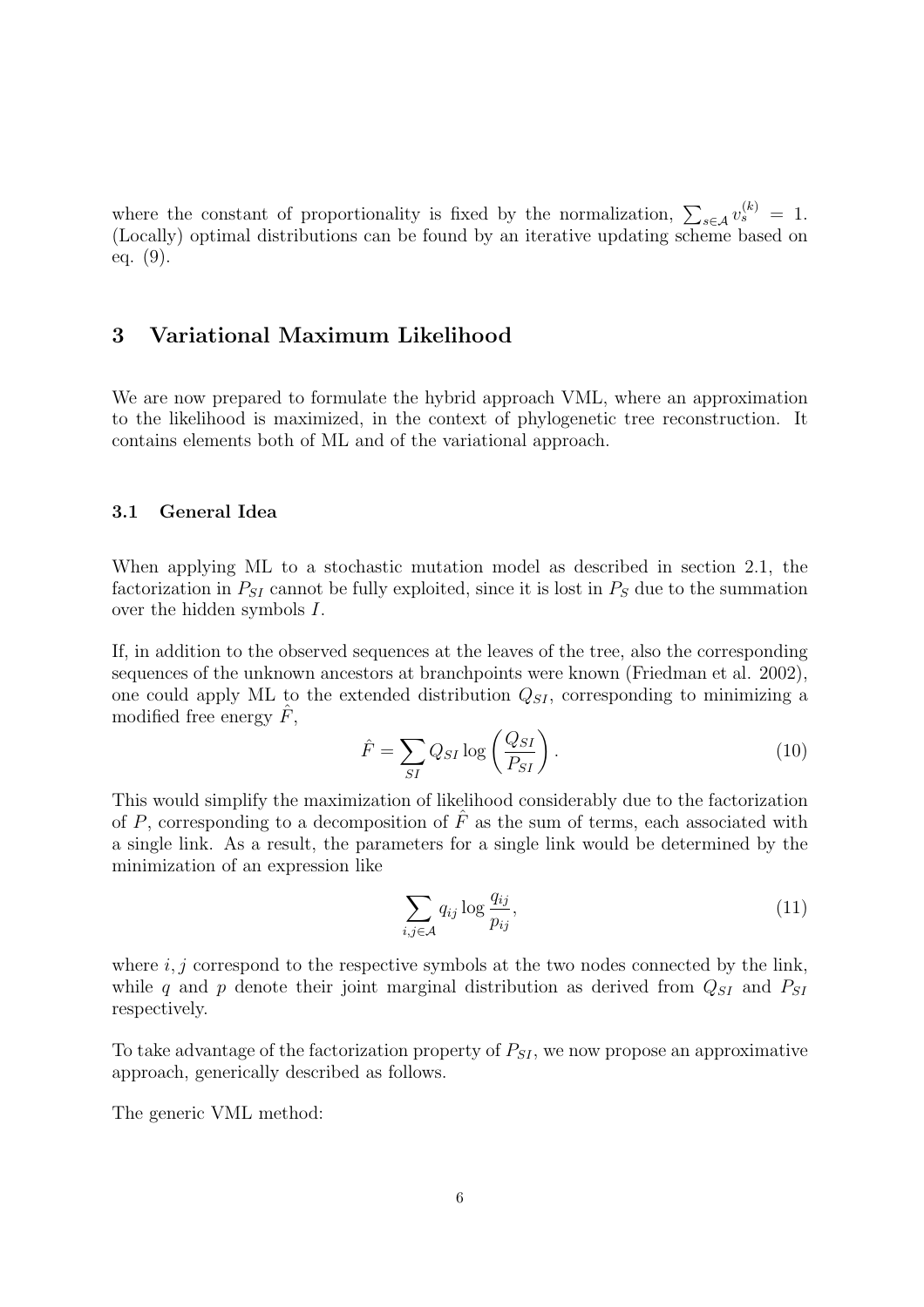where the constant of proportionality is fixed by the normalization, $\sum_{s \in \mathcal{A}} v_s^{(k)} = 1$. (Locally) optimal distributions can be found by an iterative updating scheme based on eq. (9).

## 3 Variational Maximum Likelihood

We are now prepared to formulate the hybrid approach VML, where an approximation to the likelihood is maximized, in the context of phylogenetic tree reconstruction. It contains elements both of ML and of the variational approach.

### 3.1 General Idea

When applying ML to a stochastic mutation model as described in section 2.1, the factorization in $P_{SI}$ cannot be fully exploited, since it is lost in $P_S$ due to the summation over the hidden symbols $I$.

If, in addition to the observed sequences at the leaves of the tree, also the corresponding sequences of the unknown ancestors at branchpoints were known (Friedman et al. 2002), one could apply ML to the extended distribution $Q_{SI}$, corresponding to minimizing a modified free energy $\hat{F}$,

$$\hat{F} = \sum_{SI} Q_{SI} \log \left( \frac{Q_{SI}}{P_{SI}} \right). \tag{10}$$

This would simplify the maximization of likelihood considerably due to the factorization of $P$, corresponding to a decomposition of $\hat{F}$ as the sum of terms, each associated with a single link. As a result, the parameters for a single link would be determined by the minimization of an expression like

$$\sum_{i,j \in \mathcal{A}} q_{ij} \log \frac{q_{ij}}{p_{ij}}, \tag{11}$$

where $i, j$ correspond to the respective symbols at the two nodes connected by the link, while $q$ and $p$ denote their joint marginal distribution as derived from $Q_{SI}$ and $P_{SI}$ respectively.

To take advantage of the factorization property of $P_{SI}$, we now propose an approximative approach, generically described as follows.

The generic VML method: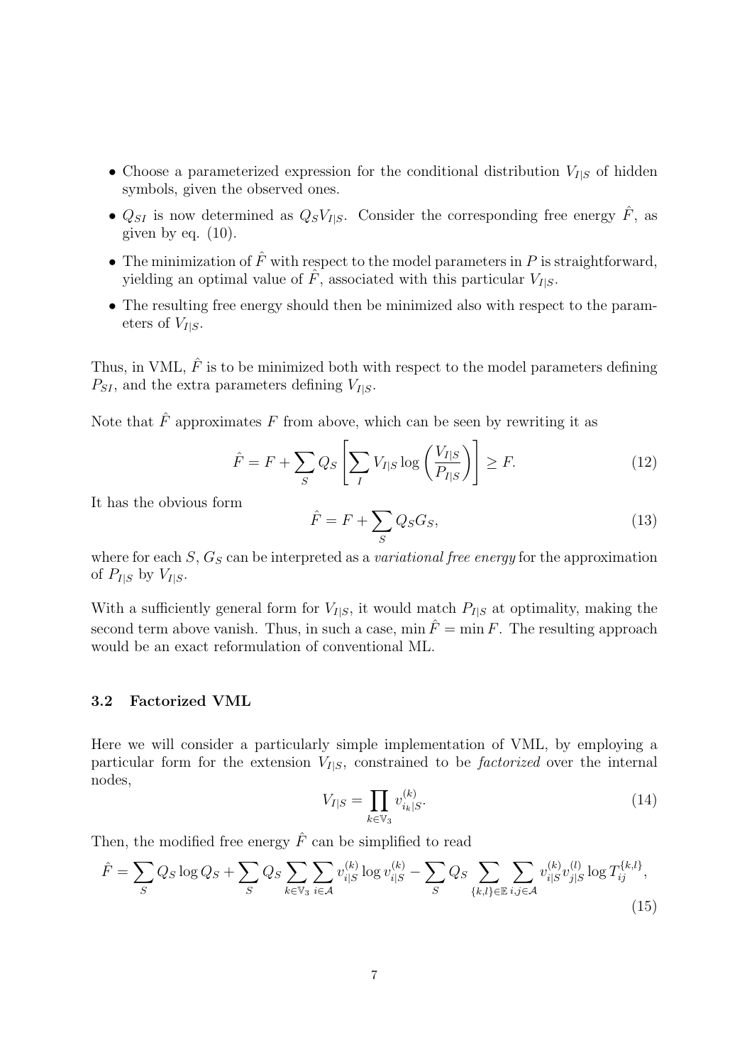- Choose a parameterized expression for the conditional distribution $V_{I|S}$ of hidden symbols, given the observed ones.
- $Q_{SI}$ is now determined as $Q_S V_{I|S}$. Consider the corresponding free energy $\hat{F}$, as given by eq. (10).
- The minimization of $\hat{F}$ with respect to the model parameters in $P$ is straightforward, yielding an optimal value of $\hat{F}$, associated with this particular $V_{I|S}$.
- The resulting free energy should then be minimized also with respect to the parameters of $V_{I|S}$.

Thus, in VML, $\hat{F}$ is to be minimized both with respect to the model parameters defining $P_{SI}$, and the extra parameters defining $V_{I|S}$.

Note that $\hat{F}$ approximates $F$ from above, which can be seen by rewriting it as

$$\hat{F} = F + \sum_S Q_S \left[ \sum_I V_{I|S} \log \left( \frac{V_{I|S}}{P_{I|S}} \right) \right] \geq F. \tag{12}$$

It has the obvious form

$$\hat{F} = F + \sum_S Q_S G_S, \tag{13}$$

where for each $S$, $G_S$ can be interpreted as a *variational free energy* for the approximation of $P_{I|S}$ by $V_{I|S}$.

With a sufficiently general form for $V_{I|S}$, it would match $P_{I|S}$ at optimality, making the second term above vanish. Thus, in such a case, $\min \hat{F} = \min F$. The resulting approach would be an exact reformulation of conventional ML.

### 3.2 Factorized VML

Here we will consider a particularly simple implementation of VML, by employing a particular form for the extension $V_{I|S}$, constrained to be *factorized* over the internal nodes,

$$V_{I|S} = \prod_{k \in \mathbb{V}_3} v^{(k)}_{i_k|S}. \tag{14}$$

Then, the modified free energy $\hat{F}$ can be simplified to read

$$\hat{F} = \sum_S Q_S \log Q_S + \sum_S Q_S \sum_{k \in \mathbb{V}_3} \sum_{i \in \mathcal{A}} v^{(k)}_{i|S} \log v^{(k)}_{i|S} - \sum_S Q_S \sum_{\{k,l\} \in \mathbb{E}} \sum_{i,j \in \mathcal{A}} v^{(k)}_{i|S} v^{(l)}_{j|S} \log T^{\{k,l\}}_{ij}, \tag{15}$$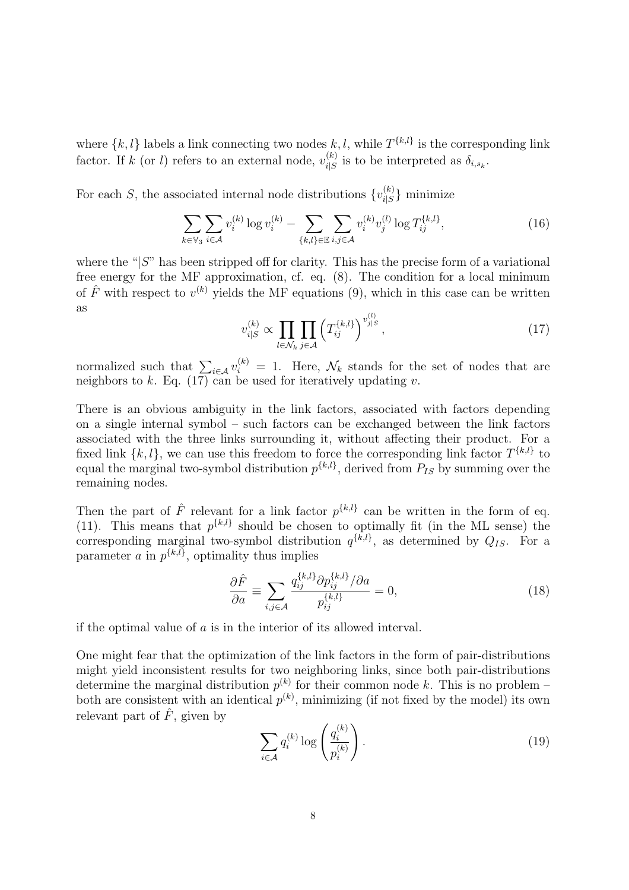where $\{k, l\}$ labels a link connecting two nodes $k, l$, while $T^{\{k,l\}}$ is the corresponding link factor. If $k$ (or $l$) refers to an external node, $v_{i|S}^{(k)}$ is to be interpreted as $\delta_{i,s_k}$.

For each $S$, the associated internal node distributions $\{v_{i|S}^{(k)}\}$ minimize

$$\sum_{k\in\mathbb{V}_3} \sum_{i\in\mathcal{A}} v_i^{(k)} \log v_i^{(k)} - \sum_{\{k,l\}\in\mathbb{E}} \sum_{i,j\in\mathcal{A}} v_i^{(k)} v_j^{(l)} \log T_{ij}^{\{k,l\}}, \tag{16}$$

where the "$|S$" has been stripped off for clarity. This has the precise form of a variational free energy for the MF approximation, cf. eq. (8). The condition for a local minimum of $\hat{F}$ with respect to $v^{(k)}$ yields the MF equations (9), which in this case can be written as

$$v_{i|S}^{(k)} \propto \prod_{l\in\mathcal{N}_k} \prod_{j\in\mathcal{A}} \left(T_{ij}^{\{k,l\}}\right)^{v_{j|S}^{(l)}}, \tag{17}$$

normalized such that $\sum_{i\in\mathcal{A}} v_i^{(k)} = 1$. Here, $\mathcal{N}_k$ stands for the set of nodes that are neighbors to $k$. Eq. (17) can be used for iteratively updating $v$.

There is an obvious ambiguity in the link factors, associated with factors depending on a single internal symbol – such factors can be exchanged between the link factors associated with the three links surrounding it, without affecting their product. For a fixed link $\{k, l\}$, we can use this freedom to force the corresponding link factor $T^{\{k,l\}}$ to equal the marginal two-symbol distribution $p^{\{k,l\}}$, derived from $P_{IS}$ by summing over the remaining nodes.

Then the part of $\hat{F}$ relevant for a link factor $p^{\{k,l\}}$ can be written in the form of eq. (11). This means that $p^{\{k,l\}}$ should be chosen to optimally fit (in the ML sense) the corresponding marginal two-symbol distribution $q^{\{k,l\}}$, as determined by $Q_{IS}$. For a parameter $a$ in $p^{\{k,l\}}$, optimality thus implies

$$\frac{\partial \hat{F}}{\partial a} \equiv \sum_{i,j\in\mathcal{A}} \frac{q_{ij}^{\{k,l\}} \partial p_{ij}^{\{k,l\}} / \partial a}{p_{ij}^{\{k,l\}}} = 0, \tag{18}$$

if the optimal value of $a$ is in the interior of its allowed interval.

One might fear that the optimization of the link factors in the form of pair-distributions might yield inconsistent results for two neighboring links, since both pair-distributions determine the marginal distribution $p^{(k)}$ for their common node $k$. This is no problem – both are consistent with an identical $p^{(k)}$, minimizing (if not fixed by the model) its own relevant part of $\hat{F}$, given by

$$\sum_{i\in\mathcal{A}} q_i^{(k)} \log\left(\frac{q_i^{(k)}}{p_i^{(k)}}\right). \tag{19}$$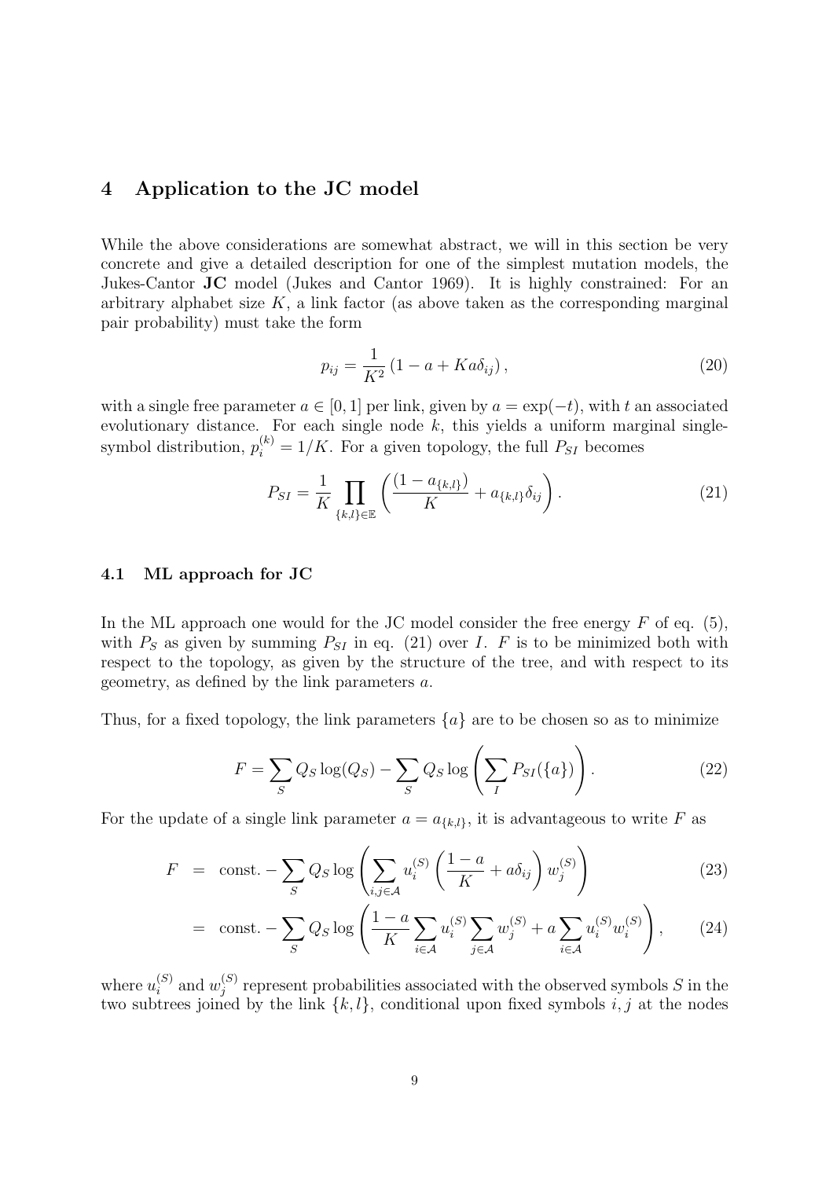## 4 Application to the JC model

While the above considerations are somewhat abstract, we will in this section be very concrete and give a detailed description for one of the simplest mutation models, the Jukes-Cantor **JC** model (Jukes and Cantor 1969). It is highly constrained: For an arbitrary alphabet size $K$, a link factor (as above taken as the corresponding marginal pair probability) must take the form

$$p_{ij} = \frac{1}{K^2}\left(1 - a + Ka\delta_{ij}\right), \tag{20}$$

with a single free parameter $a \in [0, 1]$ per link, given by $a = \exp(-t)$, with $t$ an associated evolutionary distance. For each single node $k$, this yields a uniform marginal single-symbol distribution, $p_i^{(k)} = 1/K$. For a given topology, the full $P_{SI}$ becomes

$$P_{SI} = \frac{1}{K}\prod_{\{k,l\}\in\mathbb{E}}\left(\frac{(1 - a_{\{k,l\}})}{K} + a_{\{k,l\}}\delta_{ij}\right). \tag{21}$$

### 4.1 ML approach for JC

In the ML approach one would for the JC model consider the free energy $F$ of eq. (5), with $P_S$ as given by summing $P_{SI}$ in eq. (21) over $I$. $F$ is to be minimized both with respect to the topology, as given by the structure of the tree, and with respect to its geometry, as defined by the link parameters $a$.

Thus, for a fixed topology, the link parameters $\{a\}$ are to be chosen so as to minimize

$$F = \sum_S Q_S \log(Q_S) - \sum_S Q_S \log\left(\sum_I P_{SI}(\{a\})\right). \tag{22}$$

For the update of a single link parameter $a = a_{\{k,l\}}$, it is advantageous to write $F$ as

$$\begin{aligned} F &= \text{const.} - \sum_S Q_S \log\left(\sum_{i,j\in\mathcal{A}} u_i^{(S)}\left(\frac{1-a}{K} + a\delta_{ij}\right)w_j^{(S)}\right) && (23)\\ &= \text{const.} - \sum_S Q_S \log\left(\frac{1-a}{K}\sum_{i\in\mathcal{A}} u_i^{(S)}\sum_{j\in\mathcal{A}} w_j^{(S)} + a\sum_{i\in\mathcal{A}} u_i^{(S)} w_i^{(S)}\right), && (24)\end{aligned}$$

where $u_i^{(S)}$ and $w_j^{(S)}$ represent probabilities associated with the observed symbols $S$ in the two subtrees joined by the link $\{k, l\}$, conditional upon fixed symbols $i, j$ at the nodes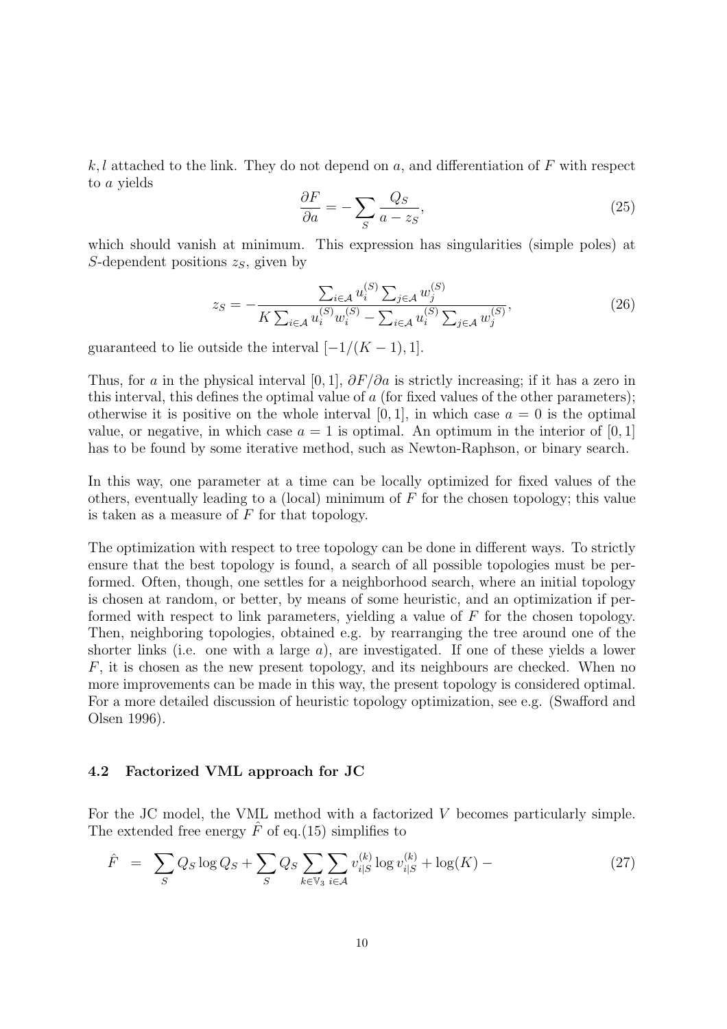$k, l$ attached to the link. They do not depend on $a$, and differentiation of $F$ with respect to $a$ yields

$$\frac{\partial F}{\partial a} = -\sum_S \frac{Q_S}{a - z_S}, \tag{25}$$

which should vanish at minimum. This expression has singularities (simple poles) at $S$-dependent positions $z_S$, given by

$$z_S = -\frac{\sum_{i\in\mathcal{A}} u_i^{(S)} \sum_{j\in\mathcal{A}} w_j^{(S)}}{K \sum_{i\in\mathcal{A}} u_i^{(S)} w_i^{(S)} - \sum_{i\in\mathcal{A}} u_i^{(S)} \sum_{j\in\mathcal{A}} w_j^{(S)}}, \tag{26}$$

guaranteed to lie outside the interval $[-1/(K-1), 1]$.

Thus, for $a$ in the physical interval $[0, 1]$, $\partial F/\partial a$ is strictly increasing; if it has a zero in this interval, this defines the optimal value of $a$ (for fixed values of the other parameters); otherwise it is positive on the whole interval $[0, 1]$, in which case $a = 0$ is the optimal value, or negative, in which case $a = 1$ is optimal. An optimum in the interior of $[0, 1]$ has to be found by some iterative method, such as Newton-Raphson, or binary search.

In this way, one parameter at a time can be locally optimized for fixed values of the others, eventually leading to a (local) minimum of $F$ for the chosen topology; this value is taken as a measure of $F$ for that topology.

The optimization with respect to tree topology can be done in different ways. To strictly ensure that the best topology is found, a search of all possible topologies must be performed. Often, though, one settles for a neighborhood search, where an initial topology is chosen at random, or better, by means of some heuristic, and an optimization if performed with respect to link parameters, yielding a value of $F$ for the chosen topology. Then, neighboring topologies, obtained e.g. by rearranging the tree around one of the shorter links (i.e. one with a large $a$), are investigated. If one of these yields a lower $F$, it is chosen as the new present topology, and its neighbours are checked. When no more improvements can be made in this way, the present topology is considered optimal. For a more detailed discussion of heuristic topology optimization, see e.g. (Swafford and Olsen 1996).

### 4.2 Factorized VML approach for JC

For the JC model, the VML method with a factorized $V$ becomes particularly simple. The extended free energy $\hat{F}$ of eq.(15) simplifies to

$$\hat{F} = \sum_S Q_S \log Q_S + \sum_S Q_S \sum_{k\in\mathbb{V}_3} \sum_{i\in\mathcal{A}} v_{i|S}^{(k)} \log v_{i|S}^{(k)} + \log(K) - \tag{27}$$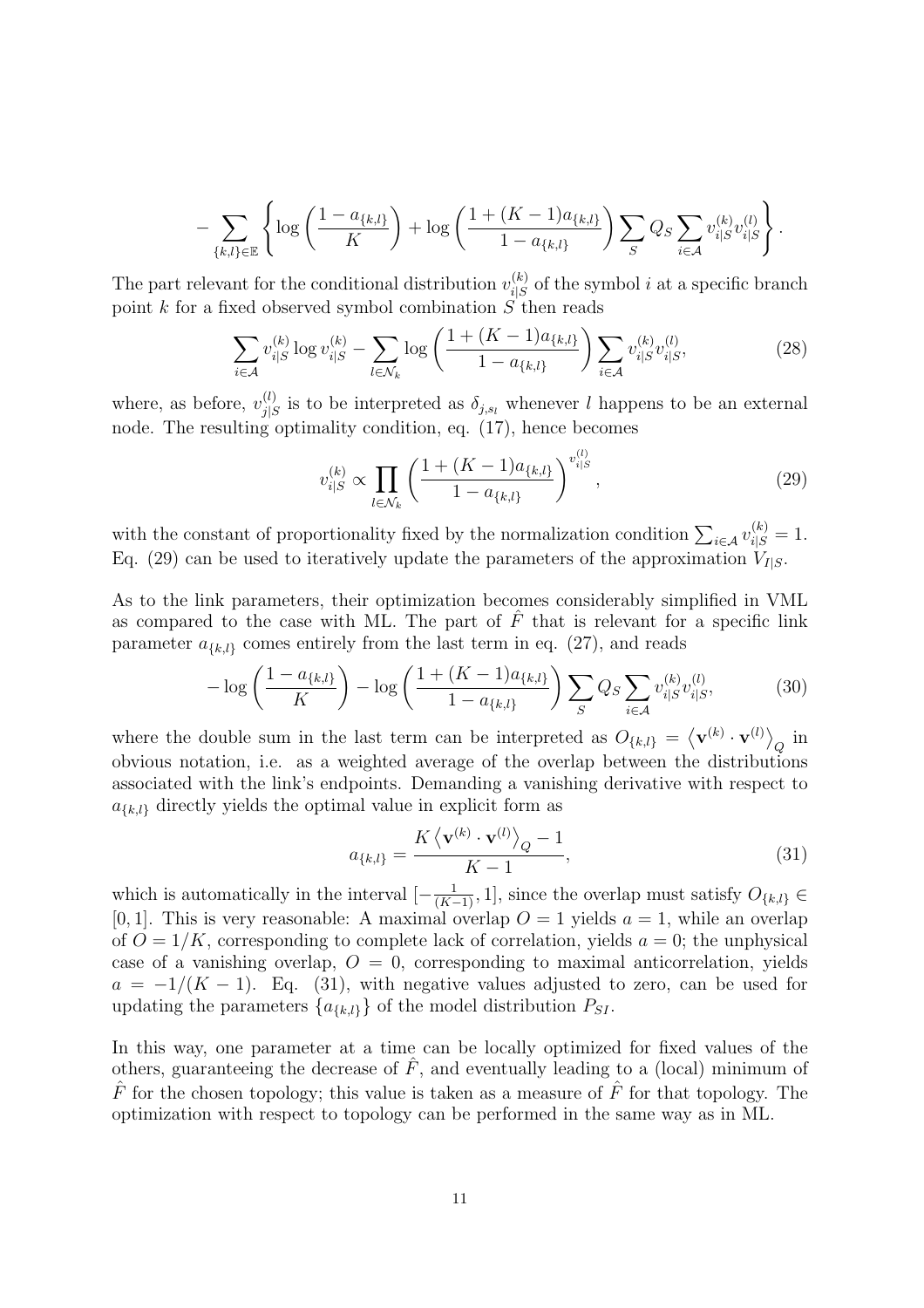$$
-\sum_{\{k,l\}\in\mathbb{E}}\left\{\log\left(\frac{1-a_{\{k,l\}}}{K}\right)+\log\left(\frac{1+(K-1)a_{\{k,l\}}}{1-a_{\{k,l\}}}\right)\sum_{S}Q_S\sum_{i\in\mathcal{A}}v_{i|S}^{(k)}v_{i|S}^{(l)}\right\}.
$$

The part relevant for the conditional distribution $v_{i|S}^{(k)}$ of the symbol $i$ at a specific branch point $k$ for a fixed observed symbol combination $S$ then reads

$$
\sum_{i\in\mathcal{A}}v_{i|S}^{(k)}\log v_{i|S}^{(k)}-\sum_{l\in\mathcal{N}_k}\log\left(\frac{1+(K-1)a_{\{k,l\}}}{1-a_{\{k,l\}}}\right)\sum_{i\in\mathcal{A}}v_{i|S}^{(k)}v_{i|S}^{(l)}, \tag{28}
$$

where, as before, $v_{j|S}^{(l)}$ is to be interpreted as $\delta_{j,s_l}$ whenever $l$ happens to be an external node. The resulting optimality condition, eq. (17), hence becomes

$$
v_{i|S}^{(k)}\propto\prod_{l\in\mathcal{N}_k}\left(\frac{1+(K-1)a_{\{k,l\}}}{1-a_{\{k,l\}}}\right)^{v_{i|S}^{(l)}}, \tag{29}
$$

with the constant of proportionality fixed by the normalization condition $\sum_{i\in\mathcal{A}}v_{i|S}^{(k)}=1$. Eq. (29) can be used to iteratively update the parameters of the approximation $V_{I|S}$.

As to the link parameters, their optimization becomes considerably simplified in VML as compared to the case with ML. The part of $\hat{F}$ that is relevant for a specific link parameter $a_{\{k,l\}}$ comes entirely from the last term in eq. (27), and reads

$$
-\log\left(\frac{1-a_{\{k,l\}}}{K}\right)-\log\left(\frac{1+(K-1)a_{\{k,l\}}}{1-a_{\{k,l\}}}\right)\sum_{S}Q_S\sum_{i\in\mathcal{A}}v_{i|S}^{(k)}v_{i|S}^{(l)}, \tag{30}
$$

where the double sum in the last term can be interpreted as $O_{\{k,l\}}=\left\langle\mathbf{v}^{(k)}\cdot\mathbf{v}^{(l)}\right\rangle_Q$ in obvious notation, i.e. as a weighted average of the overlap between the distributions associated with the link's endpoints. Demanding a vanishing derivative with respect to $a_{\{k,l\}}$ directly yields the optimal value in explicit form as

$$
a_{\{k,l\}}=\frac{K\left\langle\mathbf{v}^{(k)}\cdot\mathbf{v}^{(l)}\right\rangle_Q-1}{K-1}, \tag{31}
$$

which is automatically in the interval $[-\frac{1}{(K-1)},1]$, since the overlap must satisfy $O_{\{k,l\}}\in[0,1]$. This is very reasonable: A maximal overlap $O=1$ yields $a=1$, while an overlap of $O=1/K$, corresponding to complete lack of correlation, yields $a=0$; the unphysical case of a vanishing overlap, $O=0$, corresponding to maximal anticorrelation, yields $a=-1/(K-1)$. Eq. (31), with negative values adjusted to zero, can be used for updating the parameters $\{a_{\{k,l\}}\}$ of the model distribution $P_{SI}$.

In this way, one parameter at a time can be locally optimized for fixed values of the others, guaranteeing the decrease of $\hat{F}$, and eventually leading to a (local) minimum of $\hat{F}$ for the chosen topology; this value is taken as a measure of $\hat{F}$ for that topology. The optimization with respect to topology can be performed in the same way as in ML.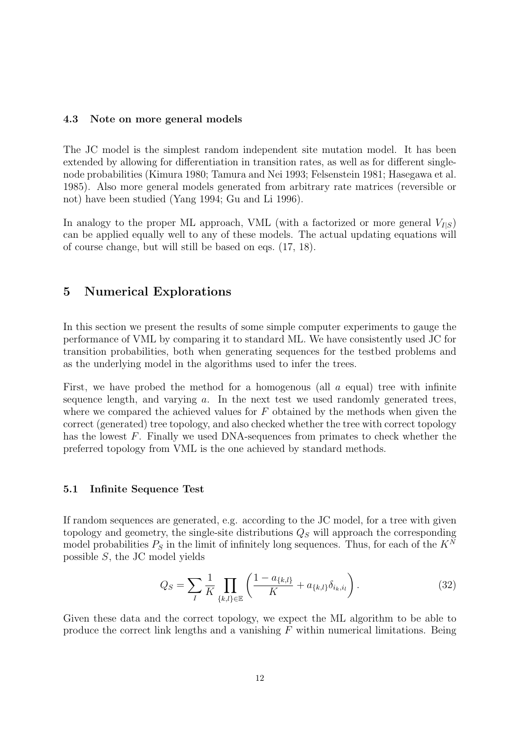### 4.3 Note on more general models

The JC model is the simplest random independent site mutation model. It has been extended by allowing for differentiation in transition rates, as well as for different single-node probabilities (Kimura 1980; Tamura and Nei 1993; Felsenstein 1981; Hasegawa et al. 1985). Also more general models generated from arbitrary rate matrices (reversible or not) have been studied (Yang 1994; Gu and Li 1996).

In analogy to the proper ML approach, VML (with a factorized or more general $V_{I|S}$) can be applied equally well to any of these models. The actual updating equations will of course change, but will still be based on eqs. (17, 18).

## 5 Numerical Explorations

In this section we present the results of some simple computer experiments to gauge the performance of VML by comparing it to standard ML. We have consistently used JC for transition probabilities, both when generating sequences for the testbed problems and as the underlying model in the algorithms used to infer the trees.

First, we have probed the method for a homogenous (all $a$ equal) tree with infinite sequence length, and varying $a$. In the next test we used randomly generated trees, where we compared the achieved values for $F$ obtained by the methods when given the correct (generated) tree topology, and also checked whether the tree with correct topology has the lowest $F$. Finally we used DNA-sequences from primates to check whether the preferred topology from VML is the one achieved by standard methods.

### 5.1 Infinite Sequence Test

If random sequences are generated, e.g. according to the JC model, for a tree with given topology and geometry, the single-site distributions $Q_S$ will approach the corresponding model probabilities $P_S$ in the limit of infinitely long sequences. Thus, for each of the $K^N$ possible $S$, the JC model yields

$$Q_S = \sum_I \frac{1}{K} \prod_{\{k,l\}\in\mathbb{E}} \left( \frac{1 - a_{\{k,l\}}}{K} + a_{\{k,l\}} \delta_{i_k, i_l} \right). \tag{32}$$

Given these data and the correct topology, we expect the ML algorithm to be able to produce the correct link lengths and a vanishing $F$ within numerical limitations. Being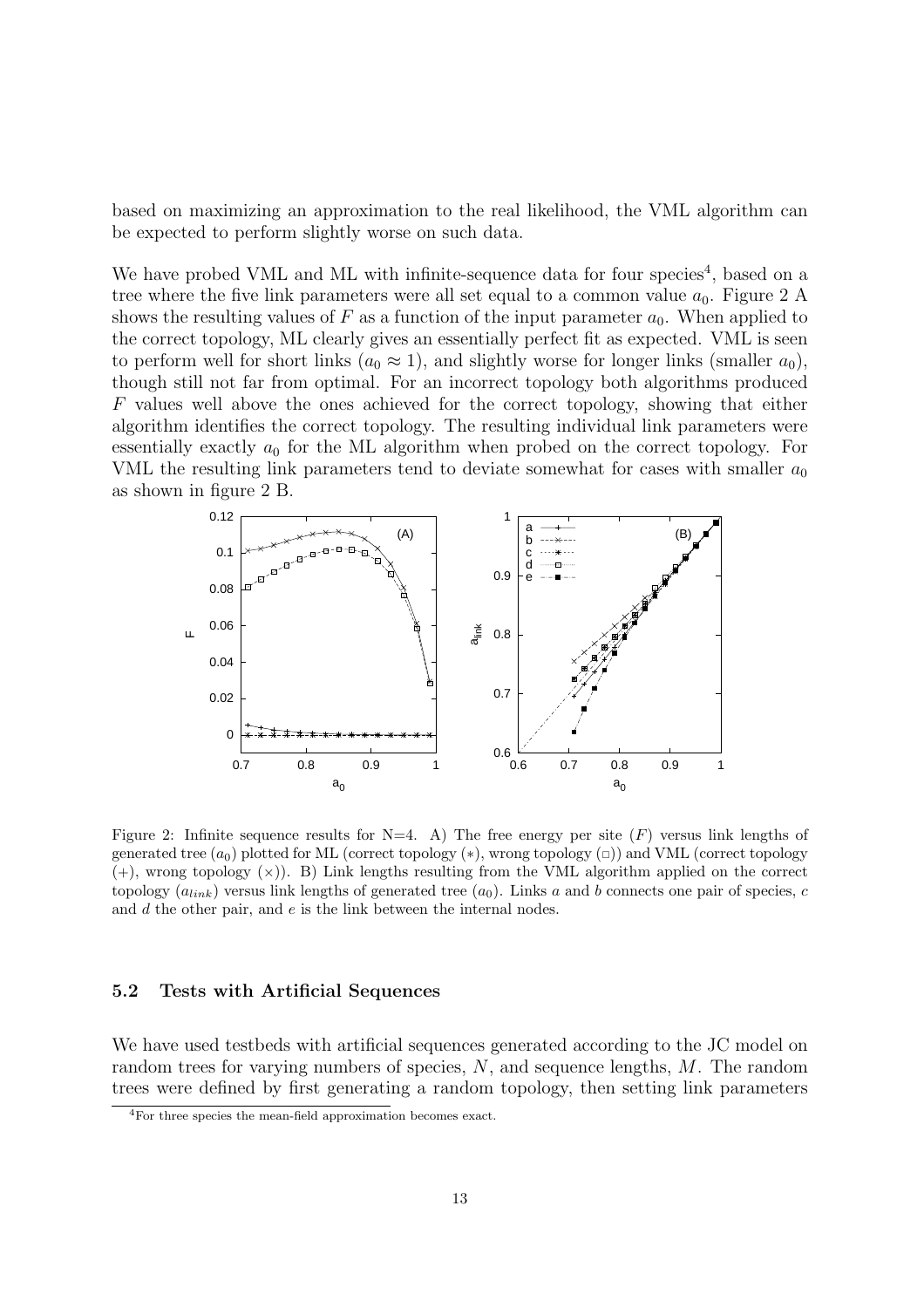based on maximizing an approximation to the real likelihood, the VML algorithm can be expected to perform slightly worse on such data.

We have probed VML and ML with infinite-sequence data for four species[4], based on a tree where the five link parameters were all set equal to a common value $a_0$. Figure 2 A shows the resulting values of $F$ as a function of the input parameter $a_0$. When applied to the correct topology, ML clearly gives an essentially perfect fit as expected. VML is seen to perform well for short links ($a_0 \approx 1$), and slightly worse for longer links (smaller $a_0$), though still not far from optimal. For an incorrect topology both algorithms produced $F$ values well above the ones achieved for the correct topology, showing that either algorithm identifies the correct topology. The resulting individual link parameters were essentially exactly $a_0$ for the ML algorithm when probed on the correct topology. For VML the resulting link parameters tend to deviate somewhat for cases with smaller $a_0$ as shown in figure 2 B.

Figure 2: Infinite sequence results for N=4. A) The free energy per site ($F$) versus link lengths of generated tree ($a_0$) plotted for ML (correct topology ($*$), wrong topology ($\square$)) and VML (correct topology ($+$), wrong topology ($\times$)). B) Link lengths resulting from the VML algorithm applied on the correct topology ($a_{link}$) versus link lengths of generated tree ($a_0$). Links $a$ and $b$ connects one pair of species, $c$ and $d$ the other pair, and $e$ is the link between the internal nodes.

### 5.2 Tests with Artificial Sequences

We have used testbeds with artificial sequences generated according to the JC model on random trees for varying numbers of species, $N$, and sequence lengths, $M$. The random trees were defined by first generating a random topology, then setting link parameters

[4] For three species the mean-field approximation becomes exact.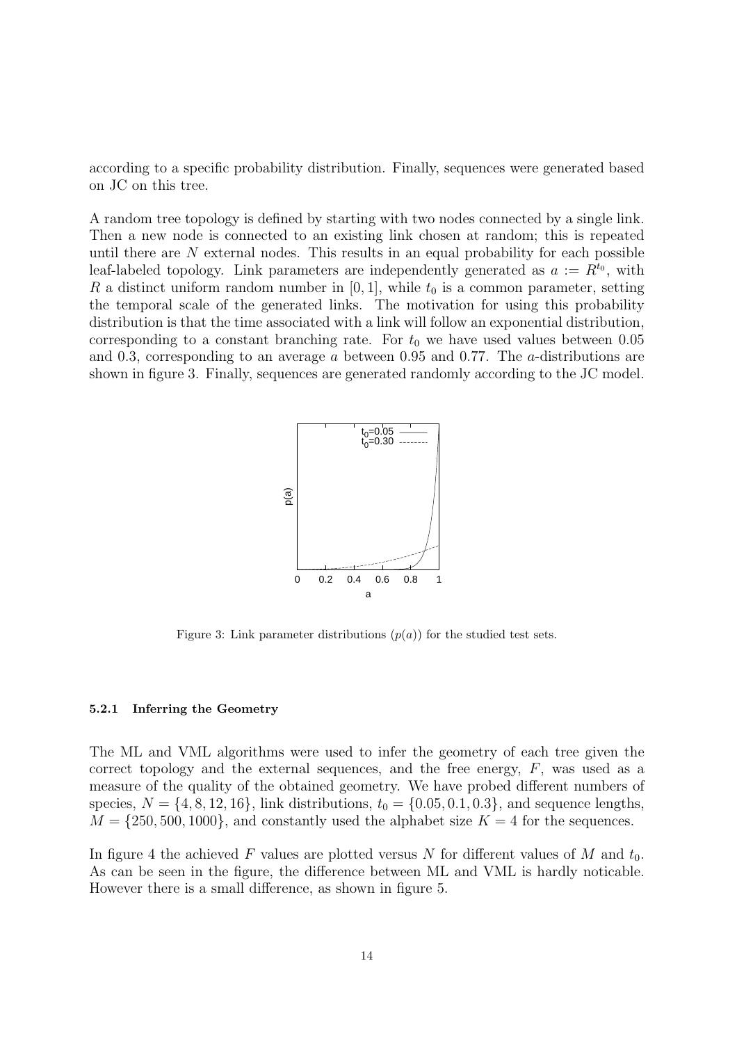according to a specific probability distribution. Finally, sequences were generated based on JC on this tree.

A random tree topology is defined by starting with two nodes connected by a single link. Then a new node is connected to an existing link chosen at random; this is repeated until there are $N$ external nodes. This results in an equal probability for each possible leaf-labeled topology. Link parameters are independently generated as $a := R^{t_0}$, with $R$ a distinct uniform random number in $[0, 1]$, while $t_0$ is a common parameter, setting the temporal scale of the generated links. The motivation for using this probability distribution is that the time associated with a link will follow an exponential distribution, corresponding to a constant branching rate. For $t_0$ we have used values between 0.05 and 0.3, corresponding to an average $a$ between 0.95 and 0.77. The $a$-distributions are shown in figure 3. Finally, sequences are generated randomly according to the JC model.

Figure 3: Link parameter distributions ($p(a)$) for the studied test sets.

#### 5.2.1 Inferring the Geometry

The ML and VML algorithms were used to infer the geometry of each tree given the correct topology and the external sequences, and the free energy, $F$, was used as a measure of the quality of the obtained geometry. We have probed different numbers of species, $N = \{4, 8, 12, 16\}$, link distributions, $t_0 = \{0.05, 0.1, 0.3\}$, and sequence lengths, $M = \{250, 500, 1000\}$, and constantly used the alphabet size $K = 4$ for the sequences.

In figure 4 the achieved $F$ values are plotted versus $N$ for different values of $M$ and $t_0$. As can be seen in the figure, the difference between ML and VML is hardly noticable. However there is a small difference, as shown in figure 5.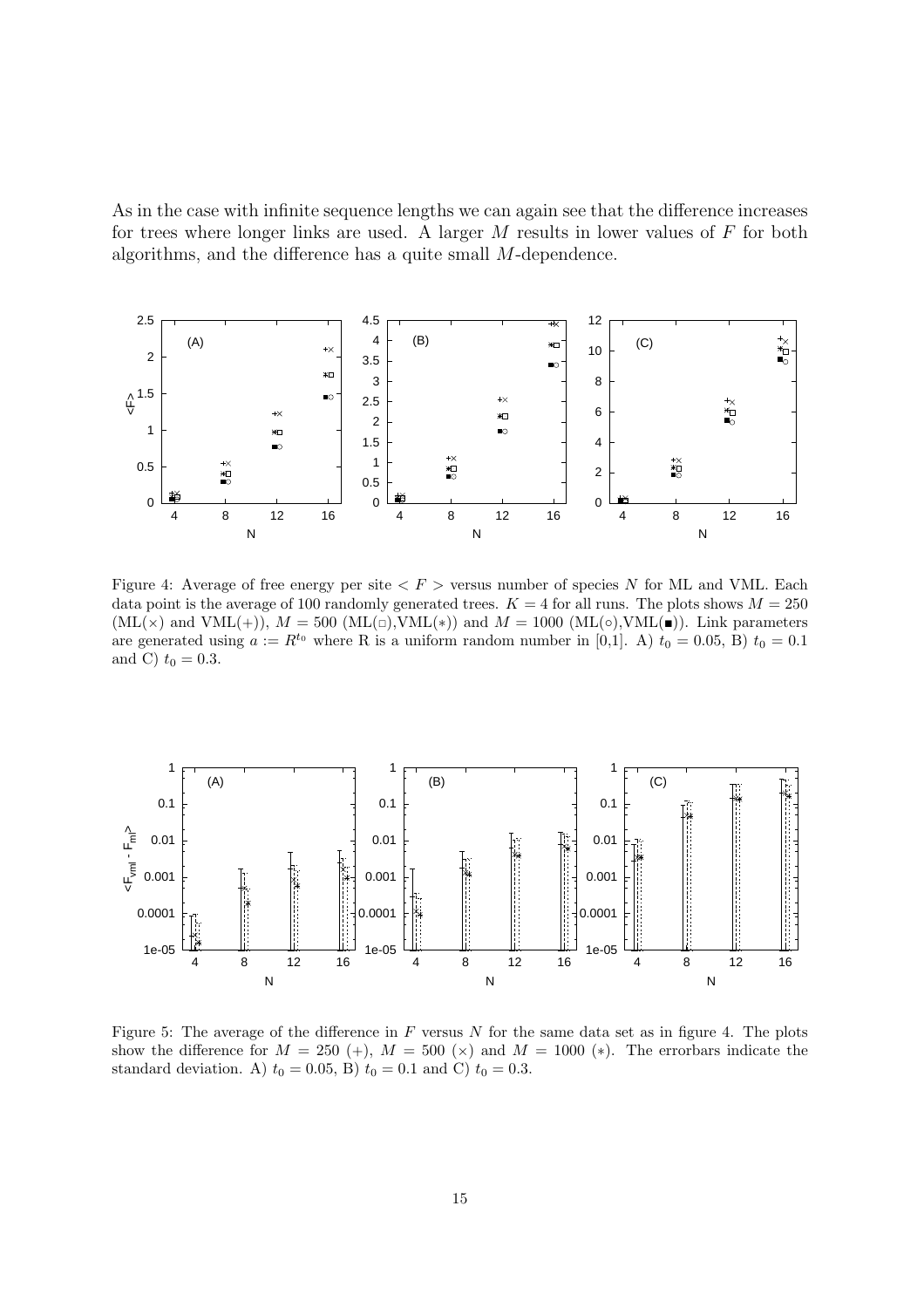As in the case with infinite sequence lengths we can again see that the difference increases for trees where longer links are used. A larger $M$ results in lower values of $F$ for both algorithms, and the difference has a quite small $M$-dependence.

Figure 4: Average of free energy per site $< F >$ versus number of species $N$ for ML and VML. Each data point is the average of 100 randomly generated trees. $K = 4$ for all runs. The plots shows $M = 250$ (ML($\times$) and VML(+)), $M = 500$ (ML($\square$),VML($*$)) and $M = 1000$ (ML($\circ$),VML($\blacksquare$)). Link parameters are generated using $a := R^{t_0}$ where R is a uniform random number in [0,1]. A) $t_0 = 0.05$, B) $t_0 = 0.1$ and C) $t_0 = 0.3$.

Figure 5: The average of the difference in $F$ versus $N$ for the same data set as in figure 4. The plots show the difference for $M = 250$ (+), $M = 500$ ($\times$) and $M = 1000$ ($*$). The errorbars indicate the standard deviation. A) $t_0 = 0.05$, B) $t_0 = 0.1$ and C) $t_0 = 0.3$.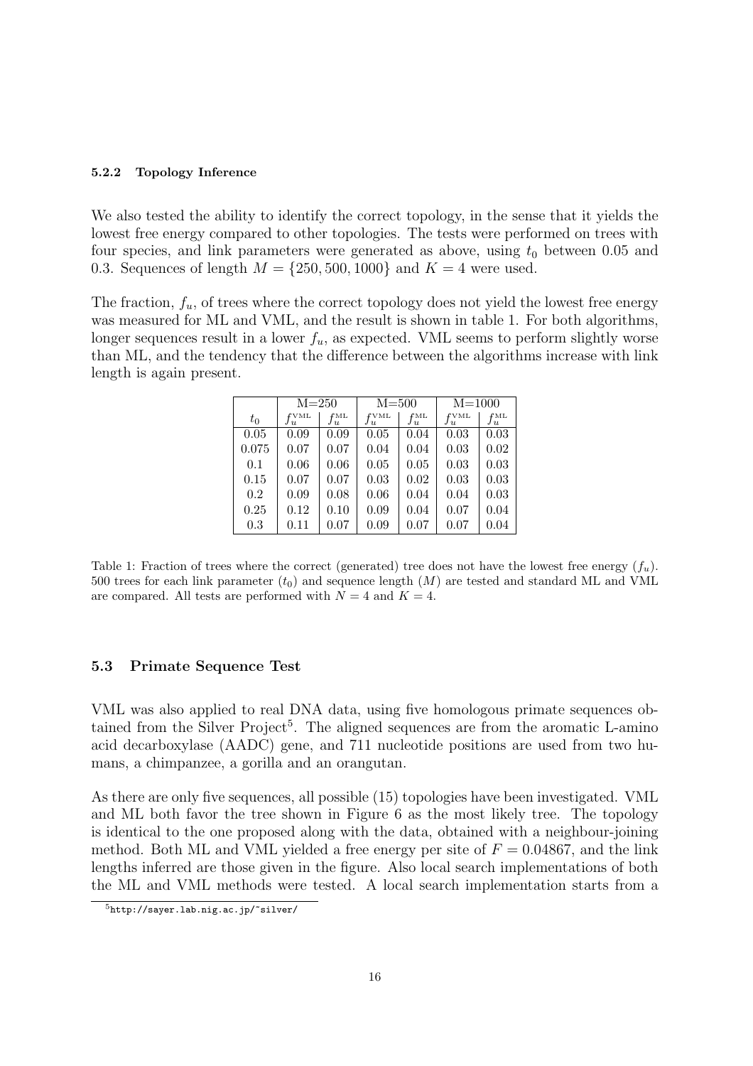#### 5.2.2 Topology Inference

We also tested the ability to identify the correct topology, in the sense that it yields the lowest free energy compared to other topologies. The tests were performed on trees with four species, and link parameters were generated as above, using $t_0$ between 0.05 and 0.3. Sequences of length $M = \{250, 500, 1000\}$ and $K = 4$ were used.

The fraction, $f_u$, of trees where the correct topology does not yield the lowest free energy was measured for ML and VML, and the result is shown in table 1. For both algorithms, longer sequences result in a lower $f_u$, as expected. VML seems to perform slightly worse than ML, and the tendency that the difference between the algorithms increase with link length is again present.

| | M=250 | | M=500 | | M=1000 | |
|---|---|---|---|---|---|---|
| $t_0$ | $f_u^{\text{VML}}$ | $f_u^{\text{ML}}$ | $f_u^{\text{VML}}$ | $f_u^{\text{ML}}$ | $f_u^{\text{VML}}$ | $f_u^{\text{ML}}$ |
| 0.05 | 0.09 | 0.09 | 0.05 | 0.04 | 0.03 | 0.03 |
| 0.075 | 0.07 | 0.07 | 0.04 | 0.04 | 0.03 | 0.02 |
| 0.1 | 0.06 | 0.06 | 0.05 | 0.05 | 0.03 | 0.03 |
| 0.15 | 0.07 | 0.07 | 0.03 | 0.02 | 0.03 | 0.03 |
| 0.2 | 0.09 | 0.08 | 0.06 | 0.04 | 0.04 | 0.03 |
| 0.25 | 0.12 | 0.10 | 0.09 | 0.04 | 0.07 | 0.04 |
| 0.3 | 0.11 | 0.07 | 0.09 | 0.07 | 0.07 | 0.04 |

Table 1: Fraction of trees where the correct (generated) tree does not have the lowest free energy ($f_u$). 500 trees for each link parameter ($t_0$) and sequence length ($M$) are tested and standard ML and VML are compared. All tests are performed with $N = 4$ and $K = 4$.

### 5.3 Primate Sequence Test

VML was also applied to real DNA data, using five homologous primate sequences obtained from the Silver Project[5]. The aligned sequences are from the aromatic L-amino acid decarboxylase (AADC) gene, and 711 nucleotide positions are used from two humans, a chimpanzee, a gorilla and an orangutan.

As there are only five sequences, all possible (15) topologies have been investigated. VML and ML both favor the tree shown in Figure 6 as the most likely tree. The topology is identical to the one proposed along with the data, obtained with a neighbour-joining method. Both ML and VML yielded a free energy per site of $F = 0.04867$, and the link lengths inferred are those given in the figure. Also local search implementations of both the ML and VML methods were tested. A local search implementation starts from a

[5] http://sayer.lab.nig.ac.jp/~silver/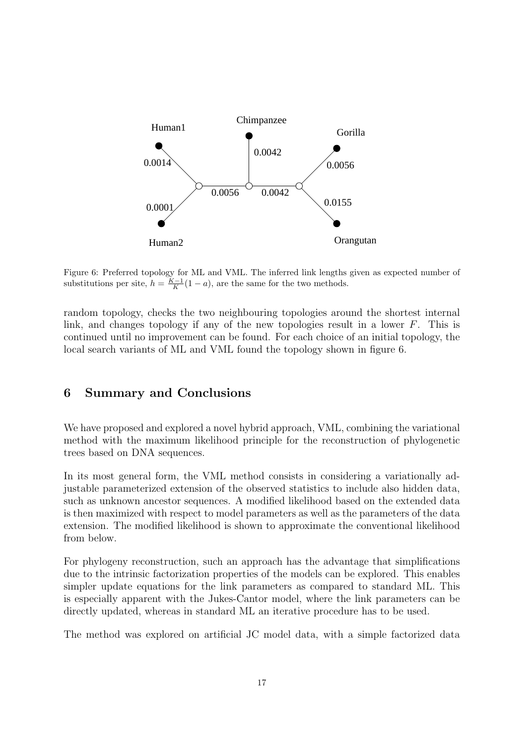Figure 6: Preferred topology for ML and VML. The inferred link lengths given as expected number of substitutions per site, $h = \frac{K-1}{K}(1-a)$, are the same for the two methods.

random topology, checks the two neighbouring topologies around the shortest internal link, and changes topology if any of the new topologies result in a lower $F$. This is continued until no improvement can be found. For each choice of an initial topology, the local search variants of ML and VML found the topology shown in figure 6.

## 6 Summary and Conclusions

We have proposed and explored a novel hybrid approach, VML, combining the variational method with the maximum likelihood principle for the reconstruction of phylogenetic trees based on DNA sequences.

In its most general form, the VML method consists in considering a variationally adjustable parameterized extension of the observed statistics to include also hidden data, such as unknown ancestor sequences. A modified likelihood based on the extended data is then maximized with respect to model parameters as well as the parameters of the data extension. The modified likelihood is shown to approximate the conventional likelihood from below.

For phylogeny reconstruction, such an approach has the advantage that simplifications due to the intrinsic factorization properties of the models can be explored. This enables simpler update equations for the link parameters as compared to standard ML. This is especially apparent with the Jukes-Cantor model, where the link parameters can be directly updated, whereas in standard ML an iterative procedure has to be used.

The method was explored on artificial JC model data, with a simple factorized data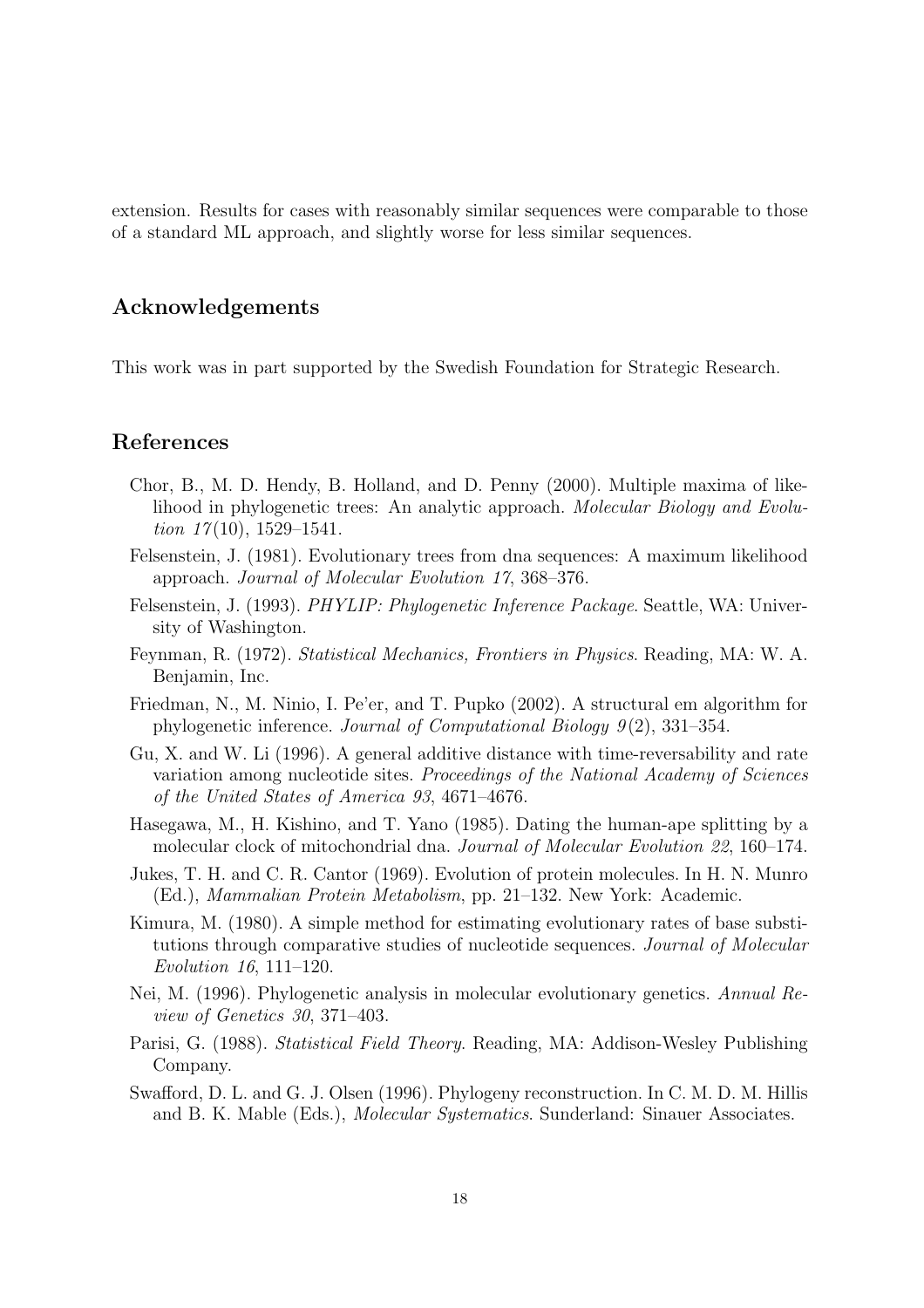extension. Results for cases with reasonably similar sequences were comparable to those of a standard ML approach, and slightly worse for less similar sequences.

## Acknowledgements

This work was in part supported by the Swedish Foundation for Strategic Research.

## References

Chor, B., M. D. Hendy, B. Holland, and D. Penny (2000). Multiple maxima of likelihood in phylogenetic trees: An analytic approach. *Molecular Biology and Evolution 17*(10), 1529–1541.

Felsenstein, J. (1981). Evolutionary trees from dna sequences: A maximum likelihood approach. *Journal of Molecular Evolution 17*, 368–376.

Felsenstein, J. (1993). *PHYLIP: Phylogenetic Inference Package*. Seattle, WA: University of Washington.

Feynman, R. (1972). *Statistical Mechanics, Frontiers in Physics*. Reading, MA: W. A. Benjamin, Inc.

Friedman, N., M. Ninio, I. Pe'er, and T. Pupko (2002). A structural em algorithm for phylogenetic inference. *Journal of Computational Biology 9*(2), 331–354.

Gu, X. and W. Li (1996). A general additive distance with time-reversability and rate variation among nucleotide sites. *Proceedings of the National Academy of Sciences of the United States of America 93*, 4671–4676.

Hasegawa, M., H. Kishino, and T. Yano (1985). Dating the human-ape splitting by a molecular clock of mitochondrial dna. *Journal of Molecular Evolution 22*, 160–174.

Jukes, T. H. and C. R. Cantor (1969). Evolution of protein molecules. In H. N. Munro (Ed.), *Mammalian Protein Metabolism*, pp. 21–132. New York: Academic.

Kimura, M. (1980). A simple method for estimating evolutionary rates of base substitutions through comparative studies of nucleotide sequences. *Journal of Molecular Evolution 16*, 111–120.

Nei, M. (1996). Phylogenetic analysis in molecular evolutionary genetics. *Annual Review of Genetics 30*, 371–403.

Parisi, G. (1988). *Statistical Field Theory*. Reading, MA: Addison-Wesley Publishing Company.

Swafford, D. L. and G. J. Olsen (1996). Phylogeny reconstruction. In C. M. D. M. Hillis and B. K. Mable (Eds.), *Molecular Systematics*. Sunderland: Sinauer Associates.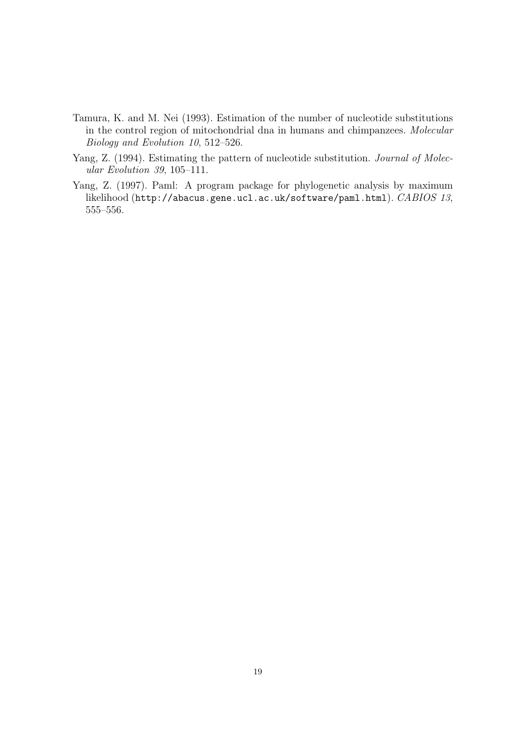Tamura, K. and M. Nei (1993). Estimation of the number of nucleotide substitutions in the control region of mitochondrial dna in humans and chimpanzees. *Molecular Biology and Evolution 10*, 512–526.

Yang, Z. (1994). Estimating the pattern of nucleotide substitution. *Journal of Molecular Evolution 39*, 105–111.

Yang, Z. (1997). Paml: A program package for phylogenetic analysis by maximum likelihood (`http://abacus.gene.ucl.ac.uk/software/paml.html`). *CABIOS 13*, 555–556.